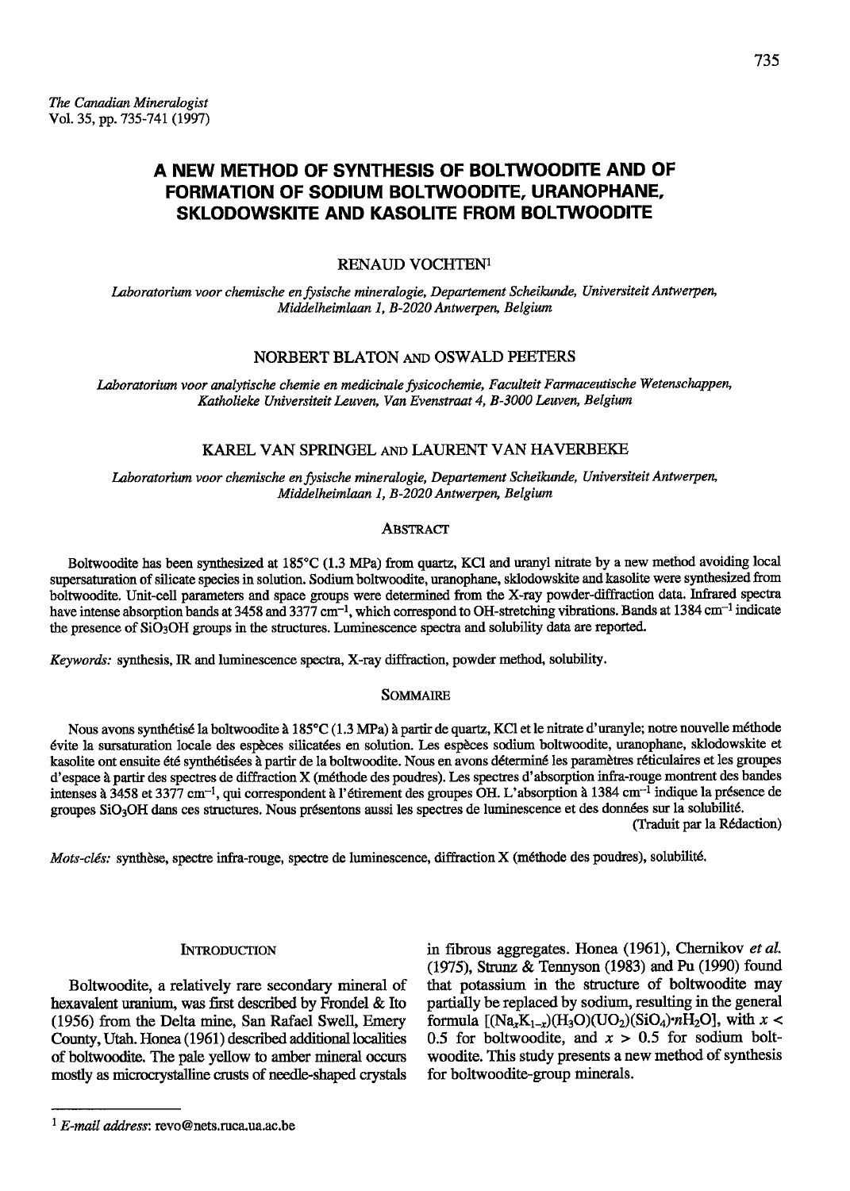# A NEW METHOD OF SYNTHESIS OF BOLTWOODITE AND OF FORMATION OF SODIUM BOLTWOODITE, URANOPHANE, SKLODOWSKITE AND KASOLITE FROM BOLTWOODITE

RENAUD VOCHTEN[1]

*Laboratorium voor chemische en fysische mineralogie, Departement Scheikunde, Universiteit Antwerpen, Middelheimlaan 1, B-2020 Antwerpen, Belgium*

NORBERT BLATON AND OSWALD PEETERS

*Laboratorium voor analytische chemie en medicinale fysicochemie, Faculteit Farmaceutische Wetenschappen, Katholieke Universiteit Leuven, Van Evenstraat 4, B-3000 Leuven, Belgium*

KAREL VAN SPRINGEL AND LAURENT VAN HAVERBEKE

*Laboratorium voor chemische en fysische mineralogie, Departement Scheikunde, Universiteit Antwerpen, Middelheimlaan 1, B-2020 Antwerpen, Belgium*

## Abstract

Boltwoodite has been synthesized at 185°C (1.3 MPa) from quartz, KCl and uranyl nitrate by a new method avoiding local supersaturation of silicate species in solution. Sodium boltwoodite, uranophane, sklodowskite and kasolite were synthesized from boltwoodite. Unit-cell parameters and space groups were determined from the X-ray powder-diffraction data. Infrared spectra have intense absorption bands at 3458 and 3377 $cm^{-1}$, which correspond to OH-stretching vibrations. Bands at 1384 $cm^{-1}$ indicate the presence of $SiO_3OH$ groups in the structures. Luminescence spectra and solubility data are reported.

*Keywords:* synthesis, IR and luminescence spectra, X-ray diffraction, powder method, solubility.

## Sommaire

Nous avons synthétisé la boltwoodite à 185°C (1.3 MPa) à partir de quartz, KCl et le nitrate d'uranyle; notre nouvelle méthode évite la sursaturation locale des espèces silicatées en solution. Les espèces sodium boltwoodite, uranophane, sklodowskite et kasolite ont ensuite été synthétisées à partir de la boltwoodite. Nous en avons déterminé les paramètres réticulaires et les groupes d'espace à partir des spectres de diffraction X (méthode des poudres). Les spectres d'absorption infra-rouge montrent des bandes intenses à 3458 et 3377 $cm^{-1}$, qui correspondent à l'étirement des groupes OH. L'absorption à 1384 $cm^{-1}$ indique la présence de groupes $SiO_3OH$ dans ces structures. Nous présentons aussi les spectres de luminescence et des données sur la solubilité.

(Traduit par la Rédaction)

*Mots-clés:* synthèse, spectre infra-rouge, spectre de luminescence, diffraction X (méthode des poudres), solubilité.

## Introduction

Boltwoodite, a relatively rare secondary mineral of hexavalent uranium, was first described by Frondel & Ito (1956) from the Delta mine, San Rafael Swell, Emery County, Utah. Honea (1961) described additional localities of boltwoodite. The pale yellow to amber mineral occurs mostly as microcrystalline crusts of needle-shaped crystals in fibrous aggregates. Honea (1961), Chernikov *et al.* (1975), Strunz & Tennyson (1983) and Pu (1990) found that potassium in the structure of boltwoodite may partially be replaced by sodium, resulting in the general formula $[(Na_xK_{1-x})(H_3O)(UO_2)(SiO_4){\cdot}nH_2O]$, with $x <$ 0.5 for boltwoodite, and $x >$ 0.5 for sodium boltwoodite. This study presents a new method of synthesis for boltwoodite-group minerals.

[1] *E-mail address*: revo@nets.ruca.ua.ac.be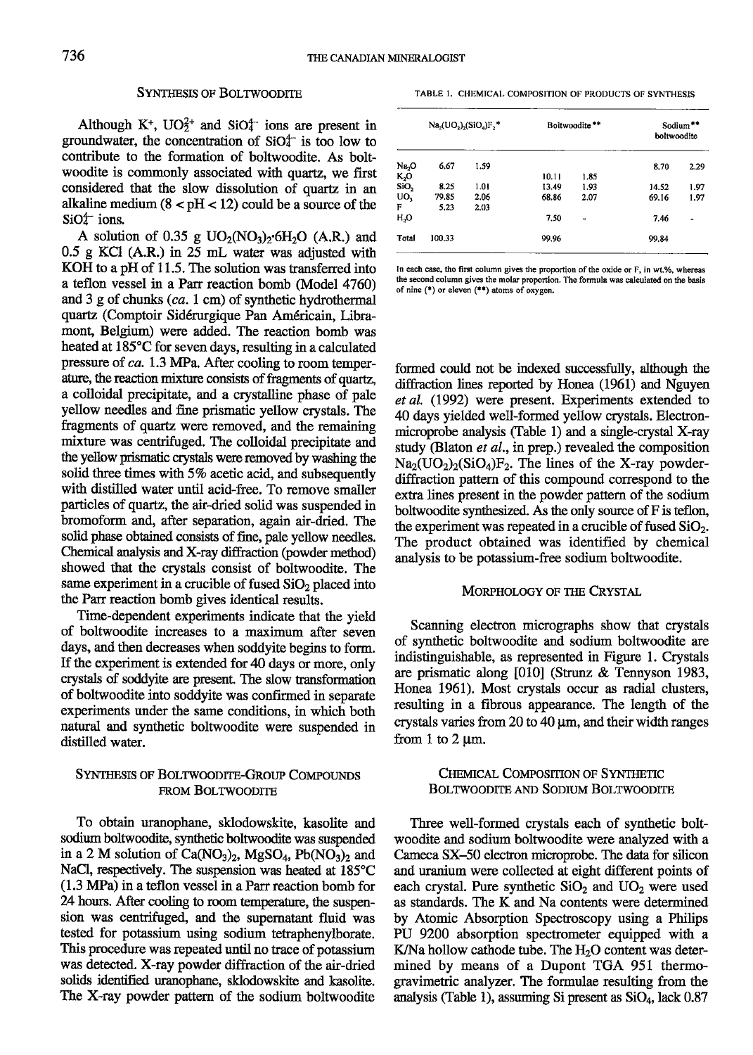## Synthesis of Boltwoodite

Although $K^+$, $UO_2^{2+}$ and $SiO_4^{4-}$ ions are present in groundwater, the concentration of $SiO_4^{4-}$ is too low to contribute to the formation of boltwoodite. As boltwoodite is commonly associated with quartz, we first considered that the slow dissolution of quartz in an alkaline medium ($8 < pH < 12$) could be a source of the $SiO_4^{4-}$ ions.

A solution of 0.35 g $UO_2(NO_3)_2 \cdot 6H_2O$ (A.R.) and 0.5 g KCl (A.R.) in 25 mL water was adjusted with KOH to a pH of 11.5. The solution was transferred into a teflon vessel in a Parr reaction bomb (Model 4760) and 3 g of chunks (*ca.* 1 cm) of synthetic hydrothermal quartz (Comptoir Sidérurgique Pan Américain, Libramont, Belgium) were added. The reaction bomb was heated at 185°C for seven days, resulting in a calculated pressure of *ca.* 1.3 MPa. After cooling to room temperature, the reaction mixture consists of fragments of quartz, a colloidal precipitate, and a crystalline phase of pale yellow needles and fine prismatic yellow crystals. The fragments of quartz were removed, and the remaining mixture was centrifuged. The colloidal precipitate and the yellow prismatic crystals were removed by washing the solid three times with 5% acetic acid, and subsequently with distilled water until acid-free. To remove smaller particles of quartz, the air-dried solid was suspended in bromoform and, after separation, again air-dried. The solid phase obtained consists of fine, pale yellow needles. Chemical analysis and X-ray diffraction (powder method) showed that the crystals consist of boltwoodite. The same experiment in a crucible of fused $SiO_2$ placed into the Parr reaction bomb gives identical results.

Time-dependent experiments indicate that the yield of boltwoodite increases to a maximum after seven days, and then decreases when soddyite begins to form. If the experiment is extended for 40 days or more, only crystals of soddyite are present. The slow transformation of boltwoodite into soddyite was confirmed in separate experiments under the same conditions, in which both natural and synthetic boltwoodite were suspended in distilled water.

## Synthesis of Boltwoodite-Group Compounds from Boltwoodite

To obtain uranophane, sklodowskite, kasolite and sodium boltwoodite, synthetic boltwoodite was suspended in a 2 M solution of $Ca(NO_3)_2$, $MgSO_4$, $Pb(NO_3)_2$ and NaCl, respectively. The suspension was heated at 185°C (1.3 MPa) in a teflon vessel in a Parr reaction bomb for 24 hours. After cooling to room temperature, the suspension was centrifuged, and the supernatant fluid was tested for potassium using sodium tetraphenylborate. This procedure was repeated until no trace of potassium was detected. X-ray powder diffraction of the air-dried solids identified uranophane, sklodowskite and kasolite. The X-ray powder pattern of the sodium boltwoodite formed could not be indexed successfully, although the diffraction lines reported by Honea (1961) and Nguyen *et al.* (1992) were present. Experiments extended to 40 days yielded well-formed yellow crystals. Electron-microprobe analysis (Table 1) and a single-crystal X-ray study (Blaton *et al.*, in prep.) revealed the composition $Na_2(UO_2)_2(SiO_4)F_2$. The lines of the X-ray powder-diffraction pattern of this compound correspond to the extra lines present in the powder pattern of the sodium boltwoodite synthesized. As the only source of F is teflon, the experiment was repeated in a crucible of fused $SiO_2$. The product obtained was identified by chemical analysis to be potassium-free sodium boltwoodite.

TABLE 1. CHEMICAL COMPOSITION OF PRODUCTS OF SYNTHESIS

| | $Na_2(UO_2)_2(SiO_4)F_2$* | | Boltwoodite** | | Sodium** boltwoodite | |
|---|---|---|---|---|---|---|
| $Na_2O$ | 6.67 | 1.59 | | | 8.70 | 2.29 |
| $K_2O$ | | | 10.11 | 1.85 | | |
| $SiO_2$ | 8.25 | 1.01 | 13.49 | 1.93 | 14.52 | 1.97 |
| $UO_3$ | 79.85 | 2.06 | 68.86 | 2.07 | 69.16 | 1.97 |
| F | 5.23 | 2.03 | | | | |
| $H_2O$ | | | 7.50 | - | 7.46 | - |
| Total | 100.33 | | 99.96 | | 99.84 | |

In each case, the first column gives the proportion of the oxide or F, in wt.%, whereas the second column gives the molar proportion. The formula was calculated on the basis of nine (*) or eleven (**) atoms of oxygen.

## Morphology of the Crystal

Scanning electron micrographs show that crystals of synthetic boltwoodite and sodium boltwoodite are indistinguishable, as represented in Figure 1. Crystals are prismatic along [010] (Strunz & Tennyson 1983, Honea 1961). Most crystals occur as radial clusters, resulting in a fibrous appearance. The length of the crystals varies from 20 to 40 μm, and their width ranges from 1 to 2 μm.

## Chemical Composition of Synthetic Boltwoodite and Sodium Boltwoodite

Three well-formed crystals each of synthetic boltwoodite and sodium boltwoodite were analyzed with a Cameca SX-50 electron microprobe. The data for silicon and uranium were collected at eight different points of each crystal. Pure synthetic $SiO_2$ and $UO_2$ were used as standards. The K and Na contents were determined by Atomic Absorption Spectroscopy using a Philips PU 9200 absorption spectrometer equipped with a K/Na hollow cathode tube. The $H_2O$ content was determined by means of a Dupont TGA 951 thermogravimetric analyzer. The formulae resulting from the analysis (Table 1), assuming Si present as $SiO_4$, lack 0.87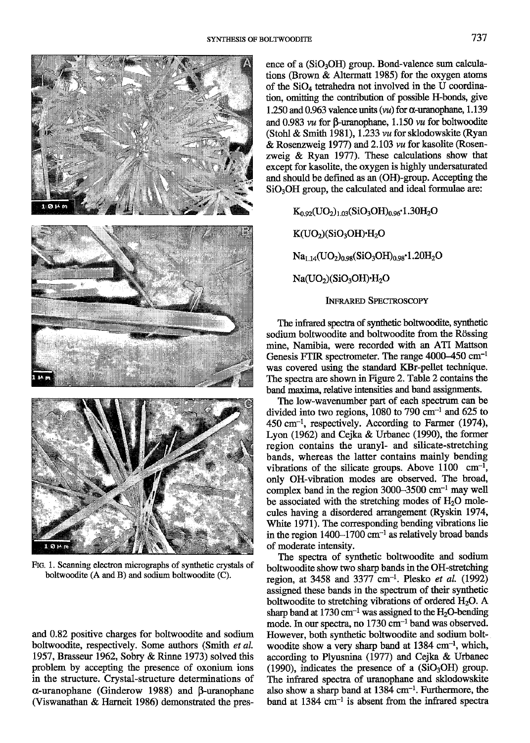Fig. 1. Scanning electron micrographs of synthetic crystals of boltwoodite (A and B) and sodium boltwoodite (C).

and 0.82 positive charges for boltwoodite and sodium boltwoodite, respectively. Some authors (Smith *et al.* 1957, Brasseur 1962, Sobry & Rinne 1973) solved this problem by accepting the presence of oxonium ions in the structure. Crystal-structure determinations of α-uranophane (Ginderow 1988) and β-uranophane (Viswanathan & Harneit 1986) demonstrated the presence of a $(SiO_3OH)$ group. Bond-valence sum calculations (Brown & Altermatt 1985) for the oxygen atoms of the $SiO_4$ tetrahedra not involved in the U coordination, omitting the contribution of possible H-bonds, give 1.250 and 0.963 valence units (*vu*) for α-uranophane, 1.139 and 0.983 *vu* for β-uranophane, 1.150 *vu* for boltwoodite (Stohl & Smith 1981), 1.233 *vu* for sklodowskite (Ryan & Rosenzweig 1977) and 2.103 *vu* for kasolite (Rosenzweig & Ryan 1977). These calculations show that except for kasolite, the oxygen is highly undersaturated and should be defined as an (OH)-group. Accepting the $SiO_3OH$ group, the calculated and ideal formulae are:

$$K_{0.92}(UO_2)_{1.03}(SiO_3OH)_{0.96}\cdot 1.30H_2O$$

$$K(UO_2)(SiO_3OH)\cdot H_2O$$

$$Na_{1.14}(UO_2)_{0.98}(SiO_3OH)_{0.98}\cdot 1.20H_2O$$

$$Na(UO_2)(SiO_3OH)\cdot H_2O$$

## Infrared Spectroscopy

The infrared spectra of synthetic boltwoodite, synthetic sodium boltwoodite and boltwoodite from the Rössing mine, Namibia, were recorded with an ATI Mattson Genesis FTIR spectrometer. The range 4000–450 $cm^{-1}$ was covered using the standard KBr-pellet technique. The spectra are shown in Figure 2. Table 2 contains the band maxima, relative intensities and band assignments.

The low-wavenumber part of each spectrum can be divided into two regions, 1080 to 790 $cm^{-1}$ and 625 to 450 $cm^{-1}$, respectively. According to Farmer (1974), Lyon (1962) and Cejka & Urbanec (1990), the former region contains the uranyl- and silicate-stretching bands, whereas the latter contains mainly bending vibrations of the silicate groups. Above 1100 $cm^{-1}$, only OH-vibration modes are observed. The broad, complex band in the region 3000–3500 $cm^{-1}$ may well be associated with the stretching modes of $H_2O$ molecules having a disordered arrangement (Ryskin 1974, White 1971). The corresponding bending vibrations lie in the region 1400–1700 $cm^{-1}$ as relatively broad bands of moderate intensity.

The spectra of synthetic boltwoodite and sodium boltwoodite show two sharp bands in the OH-stretching region, at 3458 and 3377 $cm^{-1}$. Plesko *et al.* (1992) assigned these bands in the spectrum of their synthetic boltwoodite to stretching vibrations of ordered $H_2O$. A sharp band at 1730 $cm^{-1}$ was assigned to the $H_2O$-bending mode. In our spectra, no 1730 $cm^{-1}$ band was observed. However, both synthetic boltwoodite and sodium boltwoodite show a very sharp band at 1384 $cm^{-1}$, which, according to Plyusnina (1977) and Cejka & Urbanec (1990), indicates the presence of a $(SiO_3OH)$ group. The infrared spectra of uranophane and sklodowskite also show a sharp band at 1384 $cm^{-1}$. Furthermore, the band at 1384 $cm^{-1}$ is absent from the infrared spectra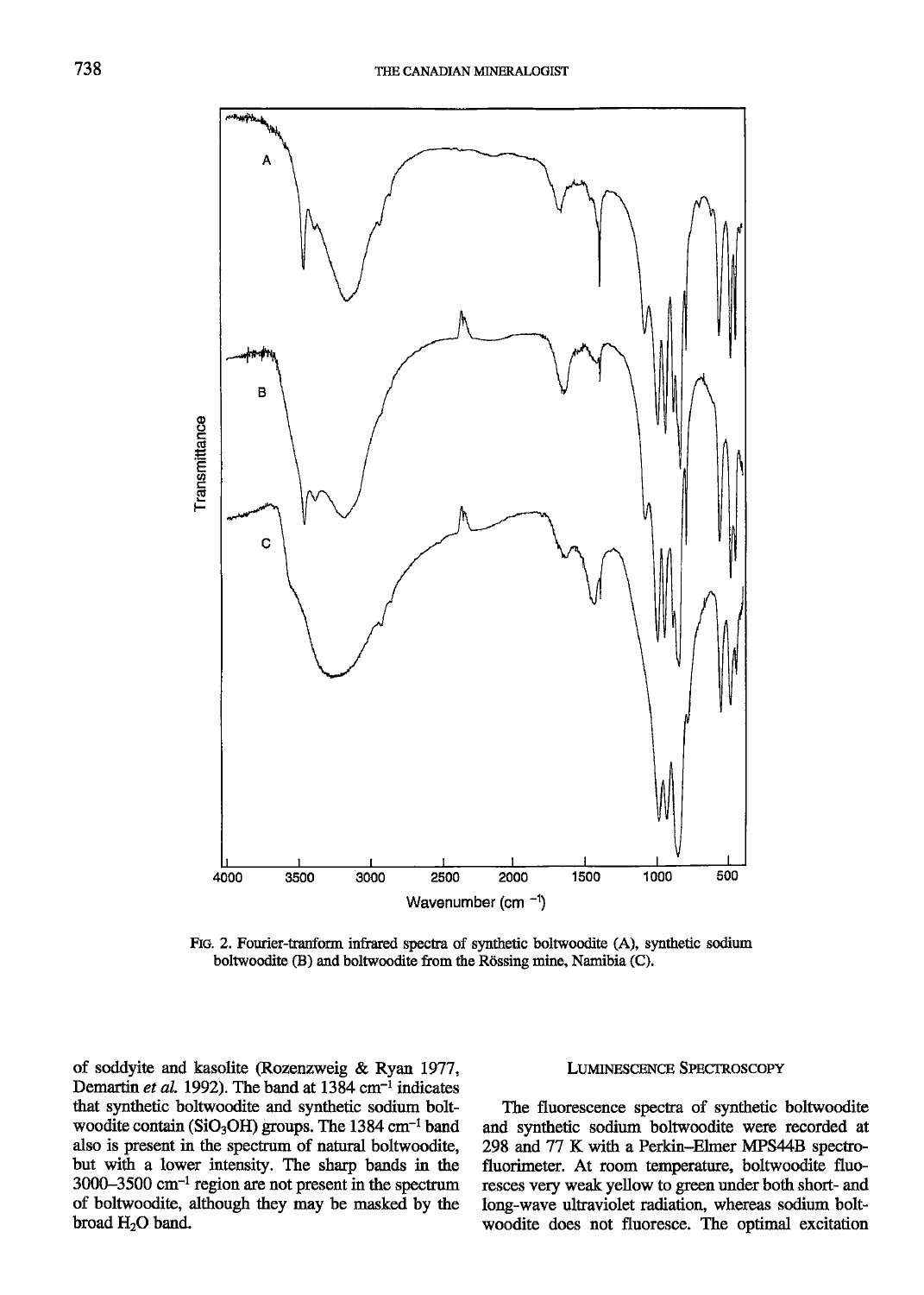FIG. 2. Fourier-tranform infrared spectra of synthetic boltwoodite (A), synthetic sodium boltwoodite (B) and boltwoodite from the Rössing mine, Namibia (C).

of soddyite and kasolite (Rozenzweig & Ryan 1977, Demartin *et al.* 1992). The band at 1384 $cm^{-1}$ indicates that synthetic boltwoodite and synthetic sodium boltwoodite contain ($SiO_3OH$) groups. The 1384 $cm^{-1}$ band also is present in the spectrum of natural boltwoodite, but with a lower intensity. The sharp bands in the 3000–3500 $cm^{-1}$ region are not present in the spectrum of boltwoodite, although they may be masked by the broad $H_2O$ band.

## LUMINESCENCE SPECTROSCOPY

The fluorescence spectra of synthetic boltwoodite and synthetic sodium boltwoodite were recorded at 298 and 77 K with a Perkin–Elmer MPS44B spectrofluorimeter. At room temperature, boltwoodite fluoresces very weak yellow to green under both short- and long-wave ultraviolet radiation, whereas sodium boltwoodite does not fluoresce. The optimal excitation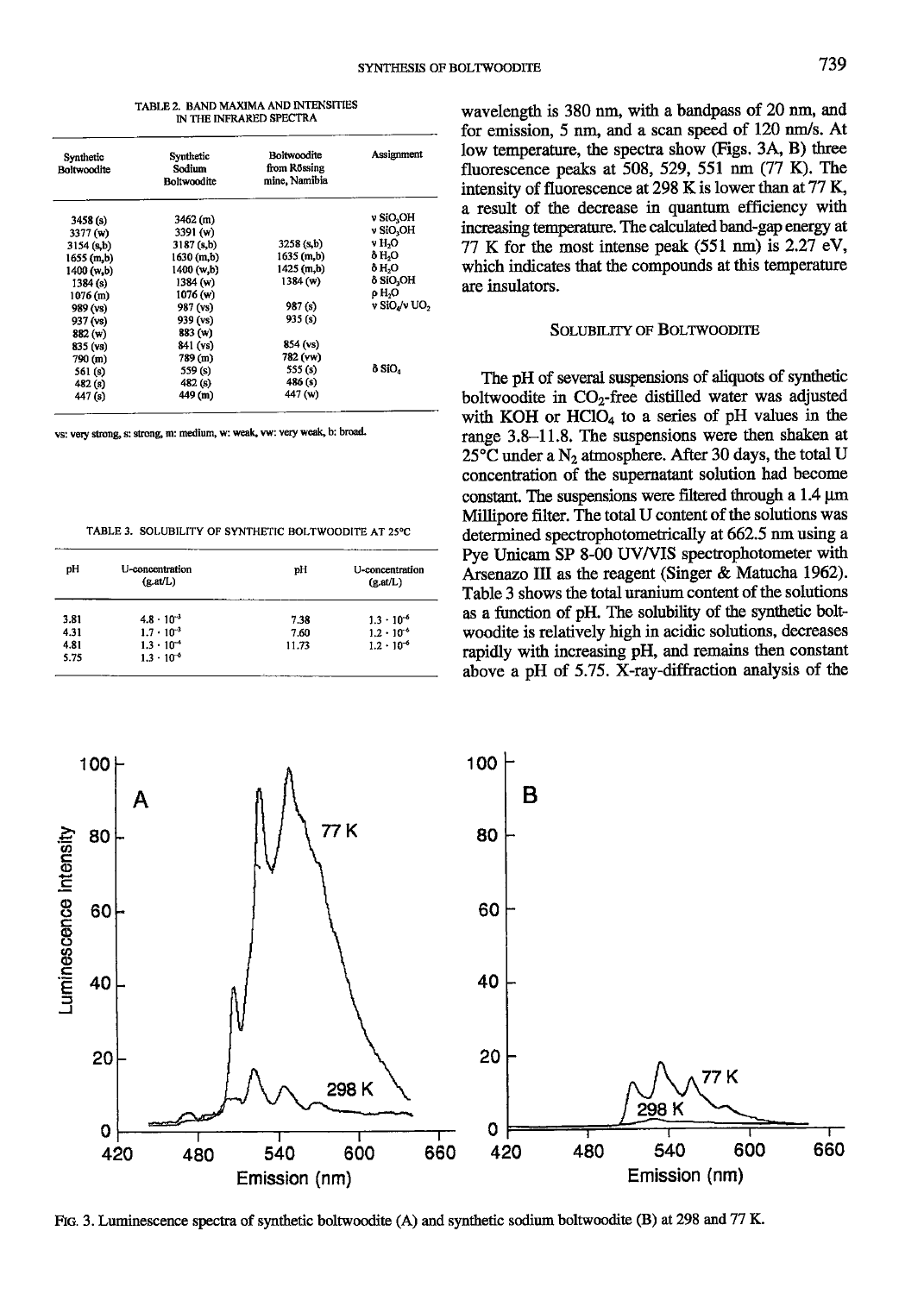TABLE 2. BAND MAXIMA AND INTENSITIES IN THE INFRARED SPECTRA

| Synthetic Boltwoodite | Synthetic Sodium Boltwoodite | Boltwoodite from Rössing mine, Namibia | Assignment |
|---|---|---|---|
| 3458 (s) | 3462 (m) | | ν $SiO_3OH$ |
| 3377 (w) | 3391 (w) | | ν $SiO_3OH$ |
| 3154 (s,b) | 3187 (s,b) | 3258 (s,b) | ν $H_2O$ |
| 1655 (m,b) | 1630 (m,b) | 1635 (m,b) | δ $H_2O$ |
| 1400 (w,b) | 1400 (w,b) | 1425 (m,b) | δ $H_2O$ |
| 1384 (s) | 1384 (w) | 1384 (w) | δ $SiO_3OH$ |
| 1076 (m) | 1076 (w) | | ρ $H_2O$ |
| 989 (vs) | 987 (vs) | 987 (s) | ν $SiO_4$/ν $UO_2$ |
| 937 (vs) | 939 (vs) | 935 (s) | |
| 882 (w) | 883 (w) | | |
| 835 (vs) | 841 (vs) | 854 (vs) | |
| 790 (m) | 789 (m) | 782 (vw) | |
| 561 (s) | 559 (s) | 555 (s) | δ $SiO_4$ |
| 482 (s) | 482 (s) | 486 (s) | |
| 447 (s) | 449 (m) | 447 (w) | |

vs: very strong, s: strong, m: medium, w: weak, vw: very weak, b: broad.

TABLE 3. SOLUBILITY OF SYNTHETIC BOLTWOODITE AT 25°C

| pH | U-concentration (g.at/L) | pH | U-concentration (g.at/L) |
|---|---|---|---|
| 3.81 | $4.8 \cdot 10^{-3}$ | 7.38 | $1.3 \cdot 10^{-6}$ |
| 4.31 | $1.7 \cdot 10^{-3}$ | 7.60 | $1.2 \cdot 10^{-6}$ |
| 4.81 | $1.3 \cdot 10^{-4}$ | 11.73 | $1.2 \cdot 10^{-6}$ |
| 5.75 | $1.3 \cdot 10^{-6}$ | | |

wavelength is 380 nm, with a bandpass of 20 nm, and for emission, 5 nm, and a scan speed of 120 nm/s. At low temperature, the spectra show (Figs. 3A, B) three fluorescence peaks at 508, 529, 551 nm (77 K). The intensity of fluorescence at 298 K is lower than at 77 K, a result of the decrease in quantum efficiency with increasing temperature. The calculated band-gap energy at 77 K for the most intense peak (551 nm) is 2.27 eV, which indicates that the compounds at this temperature are insulators.

## SOLUBILITY OF BOLTWOODITE

The pH of several suspensions of aliquots of synthetic boltwoodite in $CO_2$-free distilled water was adjusted with KOH or $HClO_4$ to a series of pH values in the range 3.8–11.8. The suspensions were then shaken at 25°C under a $N_2$ atmosphere. After 30 days, the total U concentration of the supernatant solution had become constant. The suspensions were filtered through a 1.4 μm Millipore filter. The total U content of the solutions was determined spectrophotometrically at 662.5 nm using a Pye Unicam SP 8-00 UV/VIS spectrophotometer with Arsenazo III as the reagent (Singer & Matucha 1962). Table 3 shows the total uranium content of the solutions as a function of pH. The solubility of the synthetic boltwoodite is relatively high in acidic solutions, decreases rapidly with increasing pH, and remains then constant above a pH of 5.75. X-ray-diffraction analysis of the

FIG. 3. Luminescence spectra of synthetic boltwoodite (A) and synthetic sodium boltwoodite (B) at 298 and 77 K.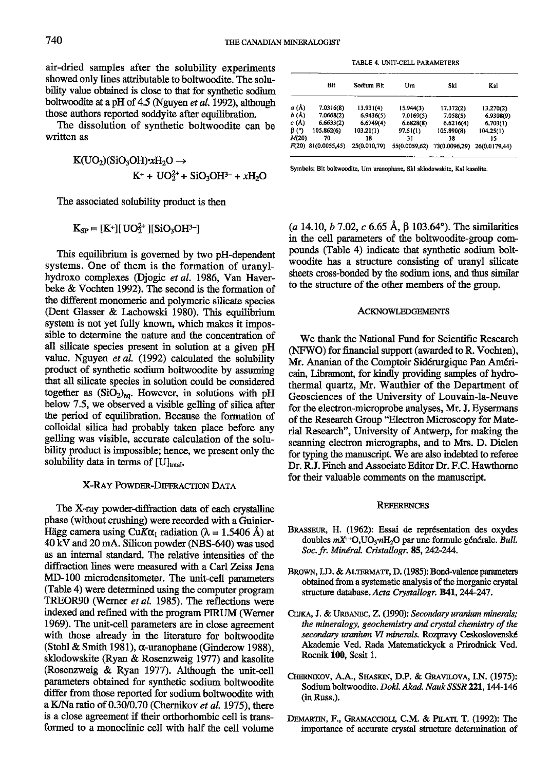air-dried samples after the solubility experiments showed only lines attributable to boltwoodite. The solubility value obtained is close to that for synthetic sodium boltwoodite at a pH of 4.5 (Nguyen *et al.* 1992), although those authors reported soddyite after equilibration.

The dissolution of synthetic boltwoodite can be written as

$$K(UO_2)(SiO_3OH){\cdot}xH_2O \rightarrow K^+ + UO_2^{2+} + SiO_3OH^{3-} + xH_2O$$

The associated solubility product is then

$$K_{SP} = [K^+][UO_2^{2+}][SiO_3OH^{3-}]$$

This equilibrium is governed by two pH-dependent systems. One of them is the formation of uranyl-hydroxo complexes (Djogic *et al.* 1986, Van Haverbeke & Vochten 1992). The second is the formation of the different monomeric and polymeric silicate species (Dent Glasser & Lachowski 1980). This equilibrium system is not yet fully known, which makes it impossible to determine the nature and the concentration of all silicate species present in solution at a given pH value. Nguyen *et al.* (1992) calculated the solubility product of synthetic sodium boltwoodite by assuming that all silicate species in solution could be considered together as $(SiO_2)_{aq}$. However, in solutions with pH below 7.5, we observed a visible gelling of silica after the period of equilibration. Because the formation of colloidal silica had probably taken place before any gelling was visible, accurate calculation of the solubility product is impossible; hence, we present only the solubility data in terms of $[U]_{total}$.

## X-Ray Powder-Diffraction Data

The X-ray powder-diffraction data of each crystalline phase (without crushing) were recorded with a Guinier-Hägg camera using $CuK\alpha_1$ radiation ($\lambda$ = 1.5406 Å) at 40 kV and 20 mA. Silicon powder (NBS-640) was used as an internal standard. The relative intensities of the diffraction lines were measured with a Carl Zeiss Jena MD-100 microdensitometer. The unit-cell parameters (Table 4) were determined using the computer program TREOR90 (Werner *et al.* 1985). The reflections were indexed and refined with the program PIRUM (Werner 1969). The unit-cell parameters are in close agreement with those already in the literature for boltwoodite (Stohl & Smith 1981), α-uranophane (Ginderow 1988), sklodowskite (Ryan & Rosenzweig 1977) and kasolite (Rosenzweig & Ryan 1977). Although the unit-cell parameters obtained for synthetic sodium boltwoodite differ from those reported for sodium boltwoodite with a K/Na ratio of 0.30/0.70 (Chernikov *et al.* 1975), there is a close agreement if their orthorhombic cell is transformed to a monoclinic cell with half the cell volume

TABLE 4. UNIT-CELL PARAMETERS

| | Blt | Sodium Blt | Urn | Skl | Ksl |
|---|---|---|---|---|---|
| *a* (Å) | 7.0316(8) | 13.931(4) | 15.944(3) | 17.372(2) | 13.270(2) |
| *b* (Å) | 7.0668(2) | 6.9436(5) | 7.0169(5) | 7.058(5) | 6.9308(9) |
| *c* (Å) | 6.6633(2) | 6.6749(4) | 6.6828(8) | 6.6216(4) | 6.703(1) |
| β (°) | 105.862(6) | 103.21(1) | 97.51(1) | 105.890(8) | 104.25(1) |
| *M*(20) | 70 | 18 | 31 | 38 | 15 |
| *F*(20) | 81(0.0055,45) | 25(0.010,79) | 55(0.0059,62) | 73(0.0096,29) | 26(0.0179,44) |

Symbols: Blt boltwoodite, Urn uranophane, Skl sklodowskite, Ksl kasolite.

(*a* 14.10, *b* 7.02, *c* 6.65 Å, β 103.64°). The similarities in the cell parameters of the boltwoodite-group compounds (Table 4) indicate that synthetic sodium boltwoodite has a structure consisting of uranyl silicate sheets cross-bonded by the sodium ions, and thus similar to the structure of the other members of the group.

## Acknowledgements

We thank the National Fund for Scientific Research (NFWO) for financial support (awarded to R. Vochten), Mr. Ananian of the Comptoir Sidérurgique Pan Américain, Libramont, for kindly providing samples of hydrothermal quartz, Mr. Wauthier of the Department of Geosciences of the University of Louvain-la-Neuve for the electron-microprobe analyses, Mr. J. Eysermans of the Research Group "Electron Microscopy for Material Research", University of Antwerp, for making the scanning electron micrographs, and to Mrs. D. Dielen for typing the manuscript. We are also indebted to referee Dr. R.J. Finch and Associate Editor Dr. F.C. Hawthorne for their valuable comments on the manuscript.

## References

Brasseur, H. (1962): Essai de représentation des oxydes doubles $mX^{++}O,UO_3{\cdot}nH_2O$ par une formule générale. *Bull. Soc. fr. Minéral. Cristallogr.* **85**, 242-244.

Brown, I.D. & Altermatt, D. (1985): Bond-valence parameters obtained from a systematic analysis of the inorganic crystal structure database. *Acta Crystallogr.* **B41**, 244-247.

Cejka, J. & Urbanec, Z. (1990): *Secondary uranium minerals; the mineralogy, geochemistry and crystal chemistry of the secondary uranium VI minerals.* Rozpravy Ceskoslovenské Akademie Ved. Rada Matematickyck a Prirodnick Ved. Rocnik **100**, Sesit 1.

Chernikov, A.A., Shaskin, D.P. & Gravilova, I.N. (1975): Sodium boltwoodite. *Dokl. Akad. Nauk SSSR* **221**, 144-146 (in Russ.).

Demartin, F., Gramaccioli, C.M. & Pilati, T. (1992): The importance of accurate crystal structure determination of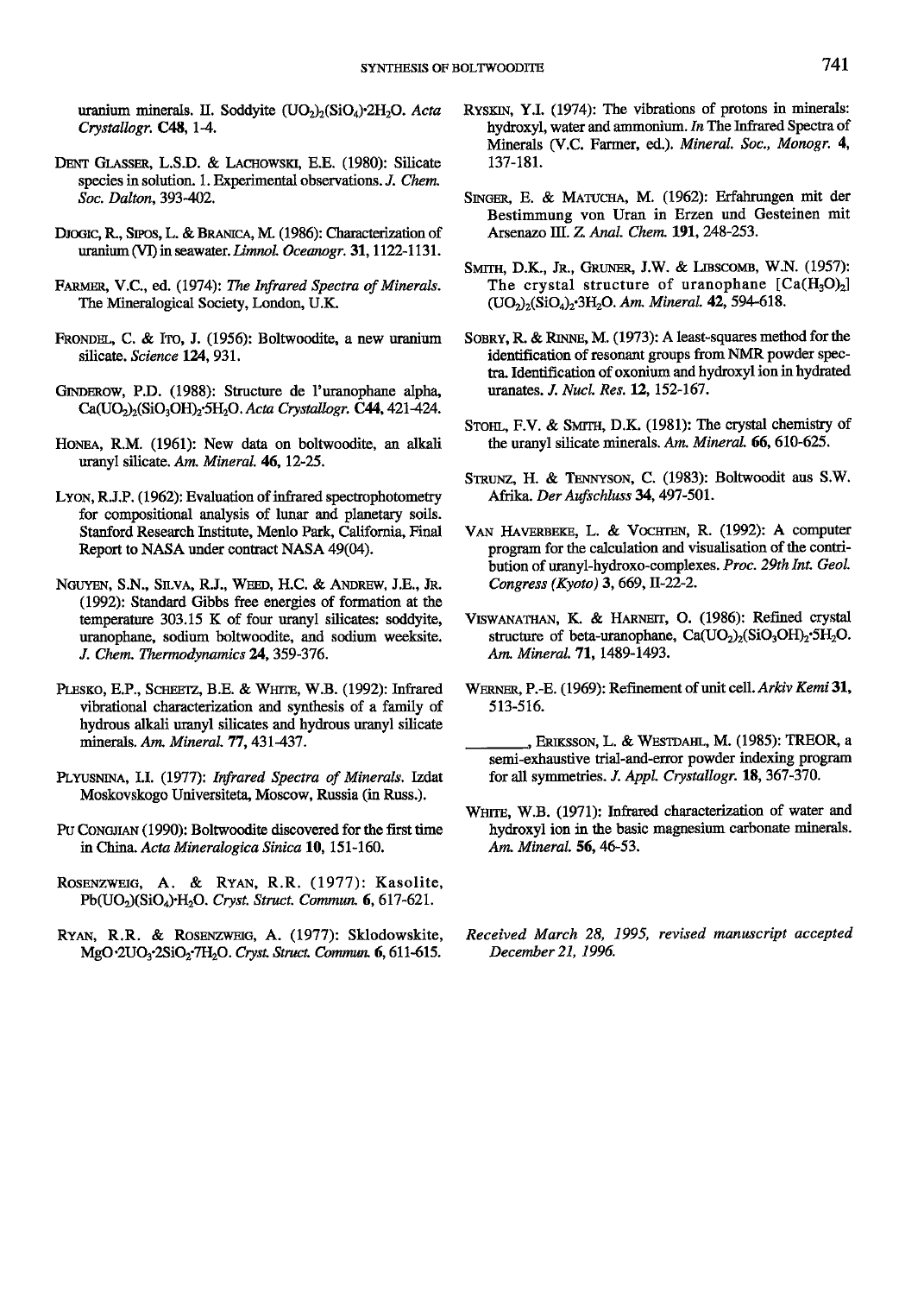uranium minerals. II. Soddyite $(UO_2)_2(SiO_4)\cdot 2H_2O$. *Acta Crystallogr.* **C48**, 1-4.

Dent Glasser, L.S.D. & Lachowski, E.E. (1980): Silicate species in solution. 1. Experimental observations. *J. Chem. Soc. Dalton*, 393-402.

Djogic, R., Sipos, L. & Branica, M. (1986): Characterization of uranium (VI) in seawater. *Limnol. Oceanogr.* **31**, 1122-1131.

Farmer, V.C., ed. (1974): *The Infrared Spectra of Minerals*. The Mineralogical Society, London, U.K.

Frondel, C. & Ito, J. (1956): Boltwoodite, a new uranium silicate. *Science* **124**, 931.

Ginderow, P.D. (1988): Structure de l'uranophane alpha, $Ca(UO_2)_2(SiO_3OH)_2\cdot 5H_2O$. *Acta Crystallogr.* **C44**, 421-424.

Honea, R.M. (1961): New data on boltwoodite, an alkali uranyl silicate. *Am. Mineral.* **46**, 12-25.

Lyon, R.J.P. (1962): Evaluation of infrared spectrophotometry for compositional analysis of lunar and planetary soils. Stanford Research Institute, Menlo Park, California, Final Report to NASA under contract NASA 49(04).

Nguyen, S.N., Silva, R.J., Weed, H.C. & Andrew, J.E., Jr. (1992): Standard Gibbs free energies of formation at the temperature 303.15 K of four uranyl silicates: soddyite, uranophane, sodium boltwoodite, and sodium weeksite. *J. Chem. Thermodynamics* **24**, 359-376.

Plesko, E.P., Scheetz, B.E. & White, W.B. (1992): Infrared vibrational characterization and synthesis of a family of hydrous alkali uranyl silicates and hydrous uranyl silicate minerals. *Am. Mineral.* **77**, 431-437.

Plyusnina, I.I. (1977): *Infrared Spectra of Minerals*. Izdat Moskovskogo Universiteta, Moscow, Russia (in Russ.).

Pu Congjian (1990): Boltwoodite discovered for the first time in China. *Acta Mineralogica Sinica* **10**, 151-160.

Rosenzweig, A. & Ryan, R.R. (1977): Kasolite, $Pb(UO_2)(SiO_4)\cdot H_2O$. *Cryst. Struct. Commun.* **6**, 617-621.

Ryan, R.R. & Rosenzweig, A. (1977): Sklodowskite, $MgO\cdot 2UO_3\cdot 2SiO_2\cdot 7H_2O$. *Cryst. Struct. Commun.* **6**, 611-615.

Ryskin, Y.I. (1974): The vibrations of protons in minerals: hydroxyl, water and ammonium. *In* The Infrared Spectra of Minerals (V.C. Farmer, ed.). *Mineral. Soc., Monogr.* **4**, 137-181.

Singer, E. & Matucha, M. (1962): Erfahrungen mit der Bestimmung von Uran in Erzen und Gesteinen mit Arsenazo III. *Z. Anal. Chem.* **191**, 248-253.

Smith, D.K., Jr., Gruner, J.W. & Lipscomb, W.N. (1957): The crystal structure of uranophane $[Ca(H_3O)_2](UO_2)_2(SiO_4)_2\cdot 3H_2O$. *Am. Mineral.* **42**, 594-618.

Sobry, R. & Rinne, M. (1973): A least-squares method for the identification of resonant groups from NMR powder spectra. Identification of oxonium and hydroxyl ion in hydrated uranates. *J. Nucl. Res.* **12**, 152-167.

Stohl, F.V. & Smith, D.K. (1981): The crystal chemistry of the uranyl silicate minerals. *Am. Mineral.* **66**, 610-625.

Strunz, H. & Tennyson, C. (1983): Boltwoodit aus S.W. Afrika. *Der Aufschluss* **34**, 497-501.

Van Haverbeke, L. & Vochten, R. (1992): A computer program for the calculation and visualisation of the contribution of uranyl-hydroxo-complexes. *Proc. 29th Int. Geol. Congress (Kyoto)* **3**, 669, II-22-2.

Viswanathan, K. & Harneit, O. (1986): Refined crystal structure of beta-uranophane, $Ca(UO_2)_2(SiO_3OH)_2\cdot 5H_2O$. *Am. Mineral.* **71**, 1489-1493.

Werner, P.-E. (1969): Refinement of unit cell. *Arkiv Kemi* **31**, 513-516.

\_\_\_\_\_\_\_\_, Eriksson, L. & Westdahl, M. (1985): TREOR, a semi-exhaustive trial-and-error powder indexing program for all symmetries. *J. Appl. Crystallogr.* **18**, 367-370.

White, W.B. (1971): Infrared characterization of water and hydroxyl ion in the basic magnesium carbonate minerals. *Am. Mineral.* **56**, 46-53.

*Received March 28, 1995, revised manuscript accepted December 21, 1996.*